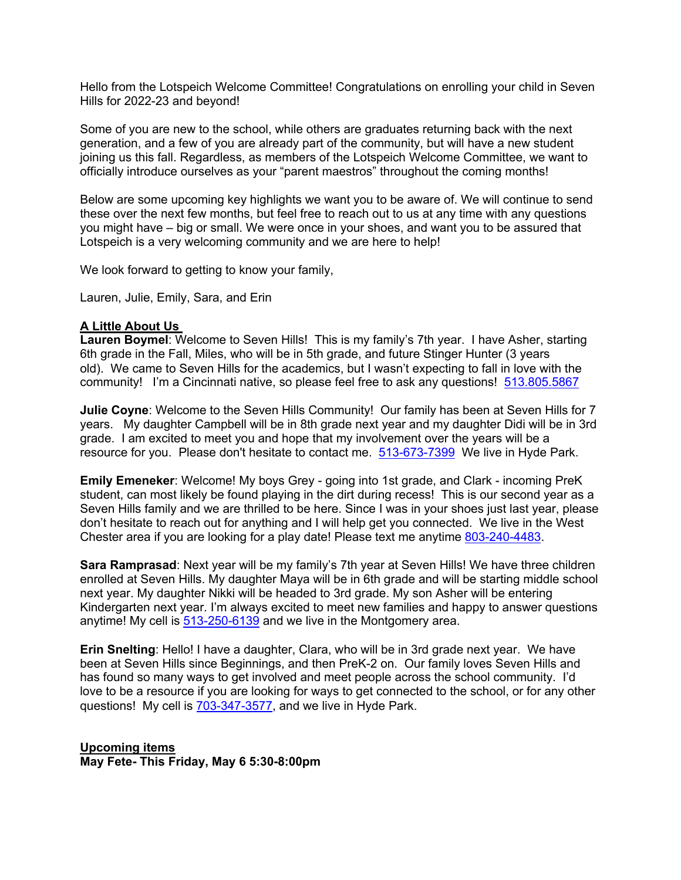Hello from the Lotspeich Welcome Committee! Congratulations on enrolling your child in Seven Hills for 2022-23 and beyond!

Some of you are new to the school, while others are graduates returning back with the next generation, and a few of you are already part of the community, but will have a new student joining us this fall. Regardless, as members of the Lotspeich Welcome Committee, we want to officially introduce ourselves as your "parent maestros" throughout the coming months!

Below are some upcoming key highlights we want you to be aware of. We will continue to send these over the next few months, but feel free to reach out to us at any time with any questions you might have – big or small. We were once in your shoes, and want you to be assured that Lotspeich is a very welcoming community and we are here to help!

We look forward to getting to know your family,

Lauren, Julie, Emily, Sara, and Erin

**A Little About Us**

**Lauren Boymel**: Welcome to Seven Hills! This is my family's 7th year. I have Asher, starting 6th grade in the Fall, Miles, who will be in 5th grade, and future Stinger Hunter (3 years old). We came to Seven Hills for the academics, but I wasn't expecting to fall in love with the community! I'm a Cincinnati native, so please feel free to ask any questions! 513.805.5867

**Julie Coyne**: Welcome to the Seven Hills Community! Our family has been at Seven Hills for 7 years. My daughter Campbell will be in 8th grade next year and my daughter Didi will be in 3rd grade. I am excited to meet you and hope that my involvement over the years will be a resource for you. Please don't hesitate to contact me. 513-673-7399 We live in Hyde Park.

**Emily Emeneker**: Welcome! My boys Grey - going into 1st grade, and Clark - incoming PreK student, can most likely be found playing in the dirt during recess! This is our second year as a Seven Hills family and we are thrilled to be here. Since I was in your shoes just last year, please don't hesitate to reach out for anything and I will help get you connected. We live in the West Chester area if you are looking for a play date! Please text me anytime 803-240-4483.

**Sara Ramprasad**: Next year will be my family's 7th year at Seven Hills! We have three children enrolled at Seven Hills. My daughter Maya will be in 6th grade and will be starting middle school next year. My daughter Nikki will be headed to 3rd grade. My son Asher will be entering Kindergarten next year. I'm always excited to meet new families and happy to answer questions anytime! My cell is 513-250-6139 and we live in the Montgomery area.

**Erin Snelting**: Hello! I have a daughter, Clara, who will be in 3rd grade next year. We have been at Seven Hills since Beginnings, and then PreK-2 on. Our family loves Seven Hills and has found so many ways to get involved and meet people across the school community. I'd love to be a resource if you are looking for ways to get connected to the school, or for any other questions! My cell is 703-347-3577, and we live in Hyde Park.

**Upcoming items**

**May Fete- This Friday, May 6 5:30-8:00pm**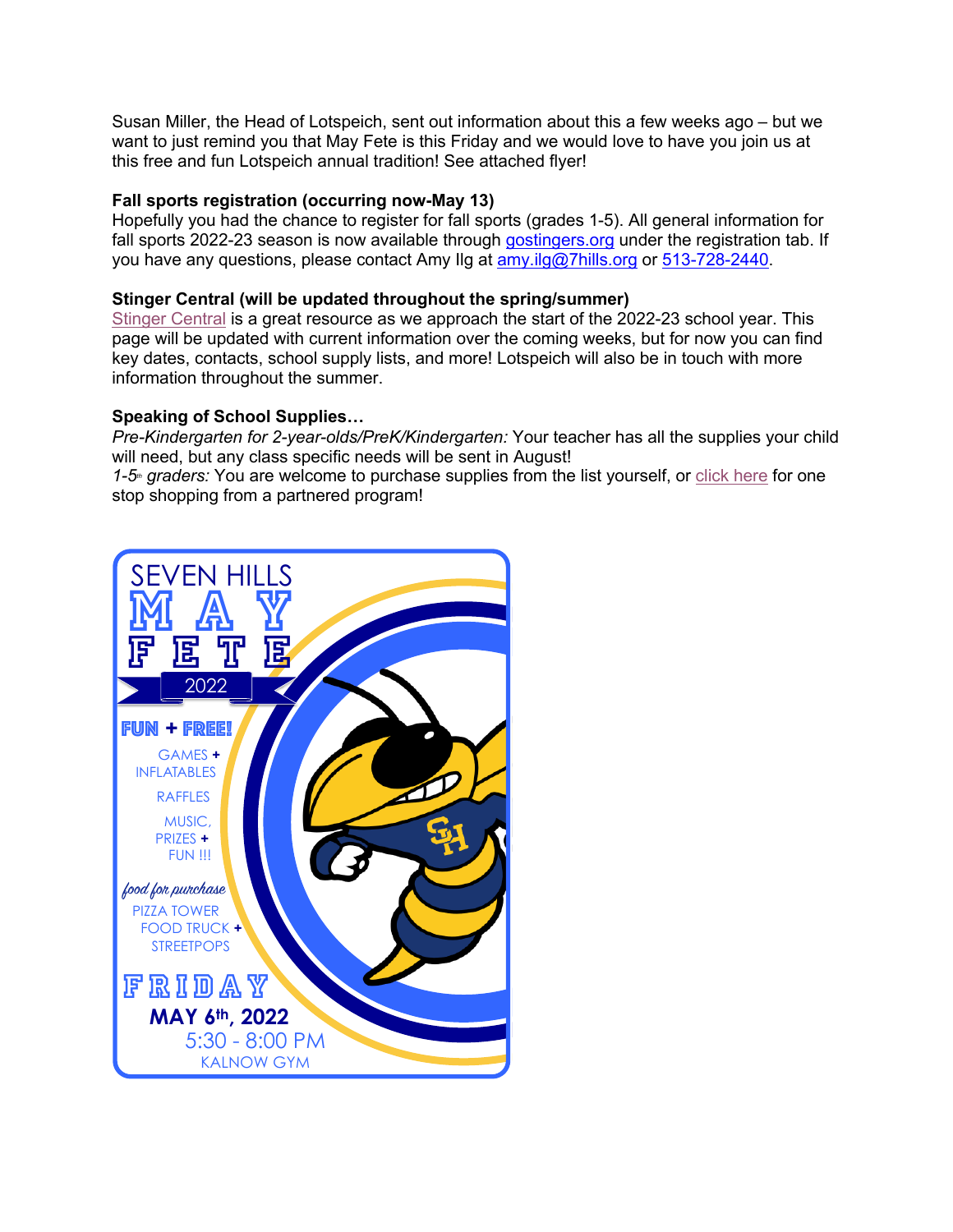Susan Miller, the Head of Lotspeich, sent out information about this a few weeks ago – but we want to just remind you that May Fete is this Friday and we would love to have you join us at this free and fun Lotspeich annual tradition! See attached flyer!

**Fall sports registration (occurring now-May 13)**
Hopefully you had the chance to register for fall sports (grades 1-5). All general information for fall sports 2022-23 season is now available through gostingers.org under the registration tab. If you have any questions, please contact Amy Ilg at amy.ilg@7hills.org or 513-728-2440.

**Stinger Central (will be updated throughout the spring/summer)**
Stinger Central is a great resource as we approach the start of the 2022-23 school year. This page will be updated with current information over the coming weeks, but for now you can find key dates, contacts, school supply lists, and more! Lotspeich will also be in touch with more information throughout the summer.

**Speaking of School Supplies…**
*Pre-Kindergarten for 2-year-olds/PreK/Kindergarten:* Your teacher has all the supplies your child will need, but any class specific needs will be sent in August!
*1-5th graders:* You are welcome to purchase supplies from the list yourself, or click here for one stop shopping from a partnered program!

SEVEN HILLS
MAY FETE
2022

FUN + FREE!

GAMES +
INFLATABLES
RAFFLES
MUSIC,
PRIZES +
FUN !!!

food for purchase
PIZZA TOWER
FOOD TRUCK +
STREETPOPS

FRIDAY
MAY 6th, 2022
5:30 - 8:00 PM
KALNOW GYM